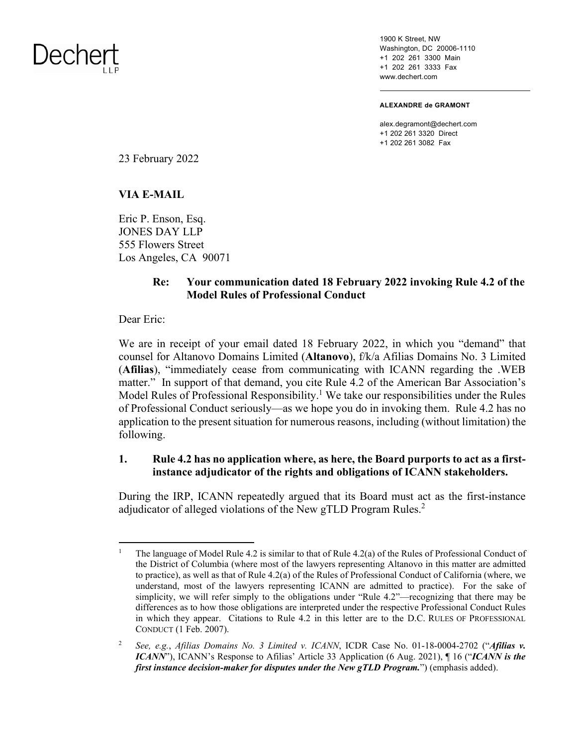Dechert LLP

1900 K Street, NW
Washington, DC 20006-1110
+1 202 261 3300 Main
+1 202 261 3333 Fax
www.dechert.com

**ALEXANDRE de GRAMONT**

alex.degramont@dechert.com
+1 202 261 3320 Direct
+1 202 261 3082 Fax

23 February 2022

**VIA E-MAIL**

Eric P. Enson, Esq.
JONES DAY LLP
555 Flowers Street
Los Angeles, CA 90071

**Re: Your communication dated 18 February 2022 invoking Rule 4.2 of the Model Rules of Professional Conduct**

Dear Eric:

We are in receipt of your email dated 18 February 2022, in which you "demand" that counsel for Altanovo Domains Limited (**Altanovo**), f/k/a Afilias Domains No. 3 Limited (**Afilias**), "immediately cease from communicating with ICANN regarding the .WEB matter." In support of that demand, you cite Rule 4.2 of the American Bar Association's Model Rules of Professional Responsibility.[1] We take our responsibilities under the Rules of Professional Conduct seriously—as we hope you do in invoking them. Rule 4.2 has no application to the present situation for numerous reasons, including (without limitation) the following.

## 1. Rule 4.2 has no application where, as here, the Board purports to act as a first-instance adjudicator of the rights and obligations of ICANN stakeholders.

During the IRP, ICANN repeatedly argued that its Board must act as the first-instance adjudicator of alleged violations of the New gTLD Program Rules.[2]

---

[1] The language of Model Rule 4.2 is similar to that of Rule 4.2(a) of the Rules of Professional Conduct of the District of Columbia (where most of the lawyers representing Altanovo in this matter are admitted to practice), as well as that of Rule 4.2(a) of the Rules of Professional Conduct of California (where, we understand, most of the lawyers representing ICANN are admitted to practice). For the sake of simplicity, we will refer simply to the obligations under "Rule 4.2"—recognizing that there may be differences as to how those obligations are interpreted under the respective Professional Conduct Rules in which they appear. Citations to Rule 4.2 in this letter are to the D.C. RULES OF PROFESSIONAL CONDUCT (1 Feb. 2007).

[2] *See, e.g.*, *Afilias Domains No. 3 Limited v. ICANN*, ICDR Case No. 01-18-0004-2702 ("***Afilias v. ICANN***"), ICANN's Response to Afilias' Article 33 Application (6 Aug. 2021), ¶ 16 ("***ICANN is the first instance decision-maker for disputes under the New gTLD Program.***") (emphasis added).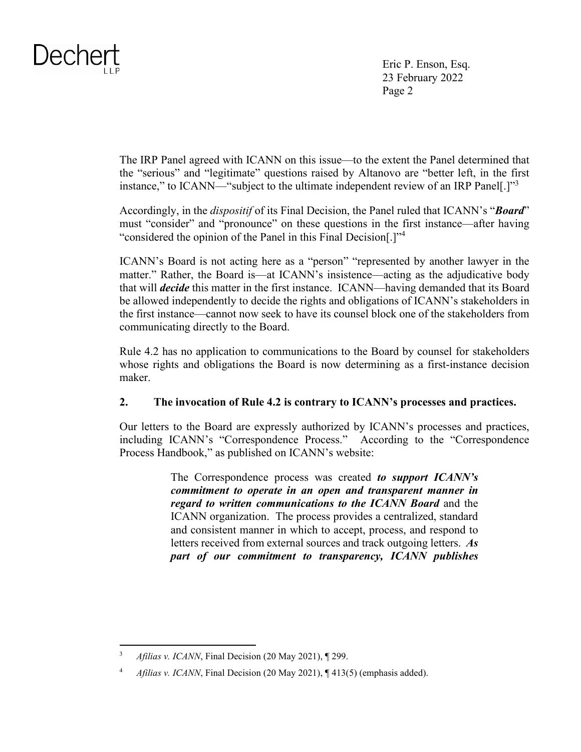The IRP Panel agreed with ICANN on this issue—to the extent the Panel determined that the "serious" and "legitimate" questions raised by Altanovo are "better left, in the first instance," to ICANN—"subject to the ultimate independent review of an IRP Panel[.]"[3]

Accordingly, in the *dispositif* of its Final Decision, the Panel ruled that ICANN's "***Board***" must "consider" and "pronounce" on these questions in the first instance—after having "considered the opinion of the Panel in this Final Decision[.]"[4]

ICANN's Board is not acting here as a "person" "represented by another lawyer in the matter." Rather, the Board is—at ICANN's insistence—acting as the adjudicative body that will ***decide*** this matter in the first instance. ICANN—having demanded that its Board be allowed independently to decide the rights and obligations of ICANN's stakeholders in the first instance—cannot now seek to have its counsel block one of the stakeholders from communicating directly to the Board.

Rule 4.2 has no application to communications to the Board by counsel for stakeholders whose rights and obligations the Board is now determining as a first-instance decision maker.

## 2. The invocation of Rule 4.2 is contrary to ICANN's processes and practices.

Our letters to the Board are expressly authorized by ICANN's processes and practices, including ICANN's "Correspondence Process." According to the "Correspondence Process Handbook," as published on ICANN's website:

> The Correspondence process was created ***to support ICANN's commitment to operate in an open and transparent manner in regard to written communications to the ICANN Board*** and the ICANN organization. The process provides a centralized, standard and consistent manner in which to accept, process, and respond to letters received from external sources and track outgoing letters. ***As part of our commitment to transparency, ICANN publishes***

---

[3] *Afilias v. ICANN*, Final Decision (20 May 2021), ¶ 299.

[4] *Afilias v. ICANN*, Final Decision (20 May 2021), ¶ 413(5) (emphasis added).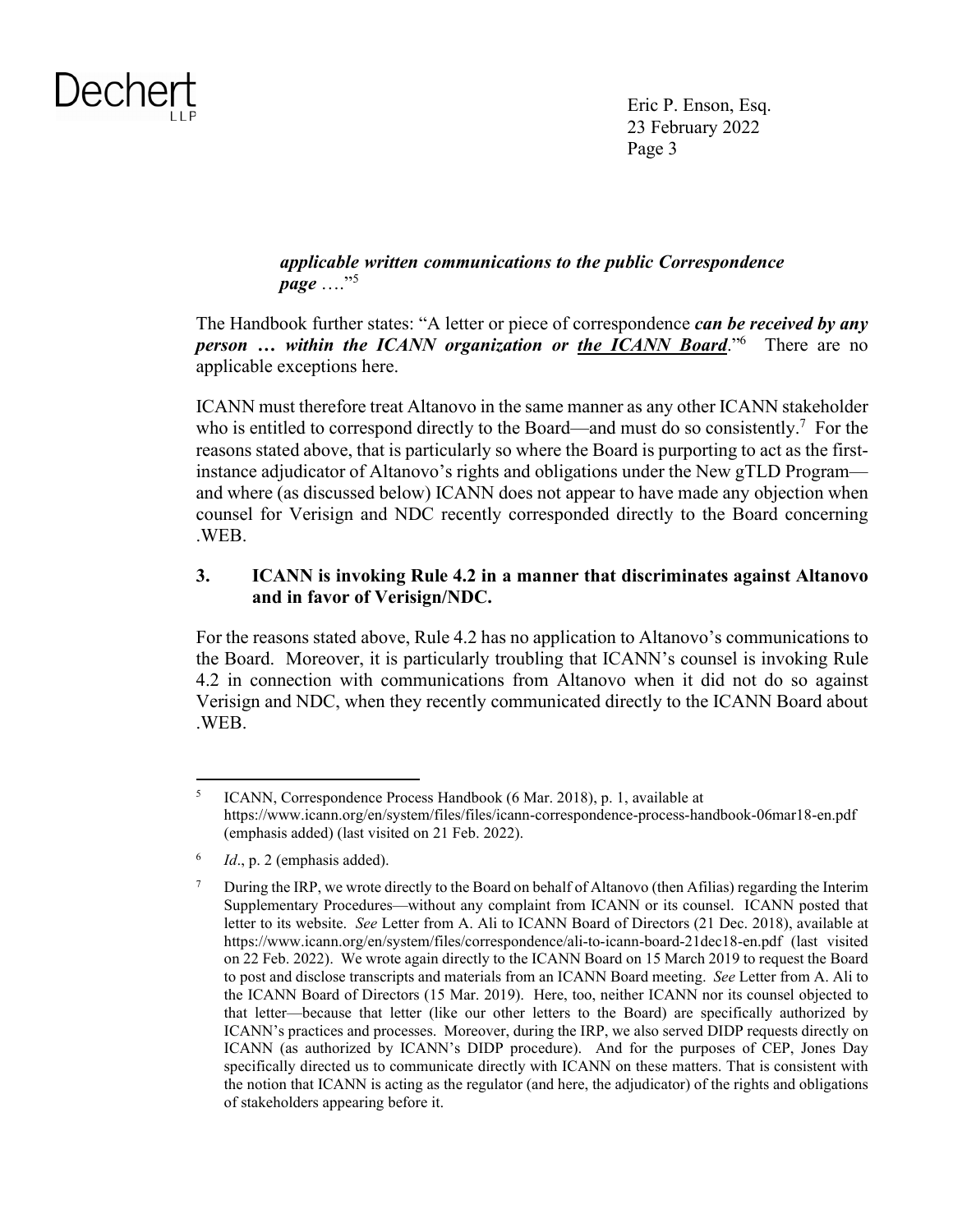> ***applicable written communications to the public Correspondence page*** …."[5]

The Handbook further states: "A letter or piece of correspondence ***can be received by any person … within the ICANN organization or <u>the ICANN Board</u>***."[6] There are no applicable exceptions here.

ICANN must therefore treat Altanovo in the same manner as any other ICANN stakeholder who is entitled to correspond directly to the Board—and must do so consistently.[7] For the reasons stated above, that is particularly so where the Board is purporting to act as the first-instance adjudicator of Altanovo's rights and obligations under the New gTLD Program—and where (as discussed below) ICANN does not appear to have made any objection when counsel for Verisign and NDC recently corresponded directly to the Board concerning .WEB.

### 3. ICANN is invoking Rule 4.2 in a manner that discriminates against Altanovo and in favor of Verisign/NDC.

For the reasons stated above, Rule 4.2 has no application to Altanovo's communications to the Board. Moreover, it is particularly troubling that ICANN's counsel is invoking Rule 4.2 in connection with communications from Altanovo when it did not do so against Verisign and NDC, when they recently communicated directly to the ICANN Board about .WEB.

---

[5] ICANN, Correspondence Process Handbook (6 Mar. 2018), p. 1, available at https://www.icann.org/en/system/files/files/icann-correspondence-process-handbook-06mar18-en.pdf (emphasis added) (last visited on 21 Feb. 2022).

[6] *Id*., p. 2 (emphasis added).

[7] During the IRP, we wrote directly to the Board on behalf of Altanovo (then Afilias) regarding the Interim Supplementary Procedures—without any complaint from ICANN or its counsel. ICANN posted that letter to its website. *See* Letter from A. Ali to ICANN Board of Directors (21 Dec. 2018), available at https://www.icann.org/en/system/files/correspondence/ali-to-icann-board-21dec18-en.pdf (last visited on 22 Feb. 2022). We wrote again directly to the ICANN Board on 15 March 2019 to request the Board to post and disclose transcripts and materials from an ICANN Board meeting. *See* Letter from A. Ali to the ICANN Board of Directors (15 Mar. 2019). Here, too, neither ICANN nor its counsel objected to that letter—because that letter (like our other letters to the Board) are specifically authorized by ICANN's practices and processes. Moreover, during the IRP, we also served DIDP requests directly on ICANN (as authorized by ICANN's DIDP procedure). And for the purposes of CEP, Jones Day specifically directed us to communicate directly with ICANN on these matters. That is consistent with the notion that ICANN is acting as the regulator (and here, the adjudicator) of the rights and obligations of stakeholders appearing before it.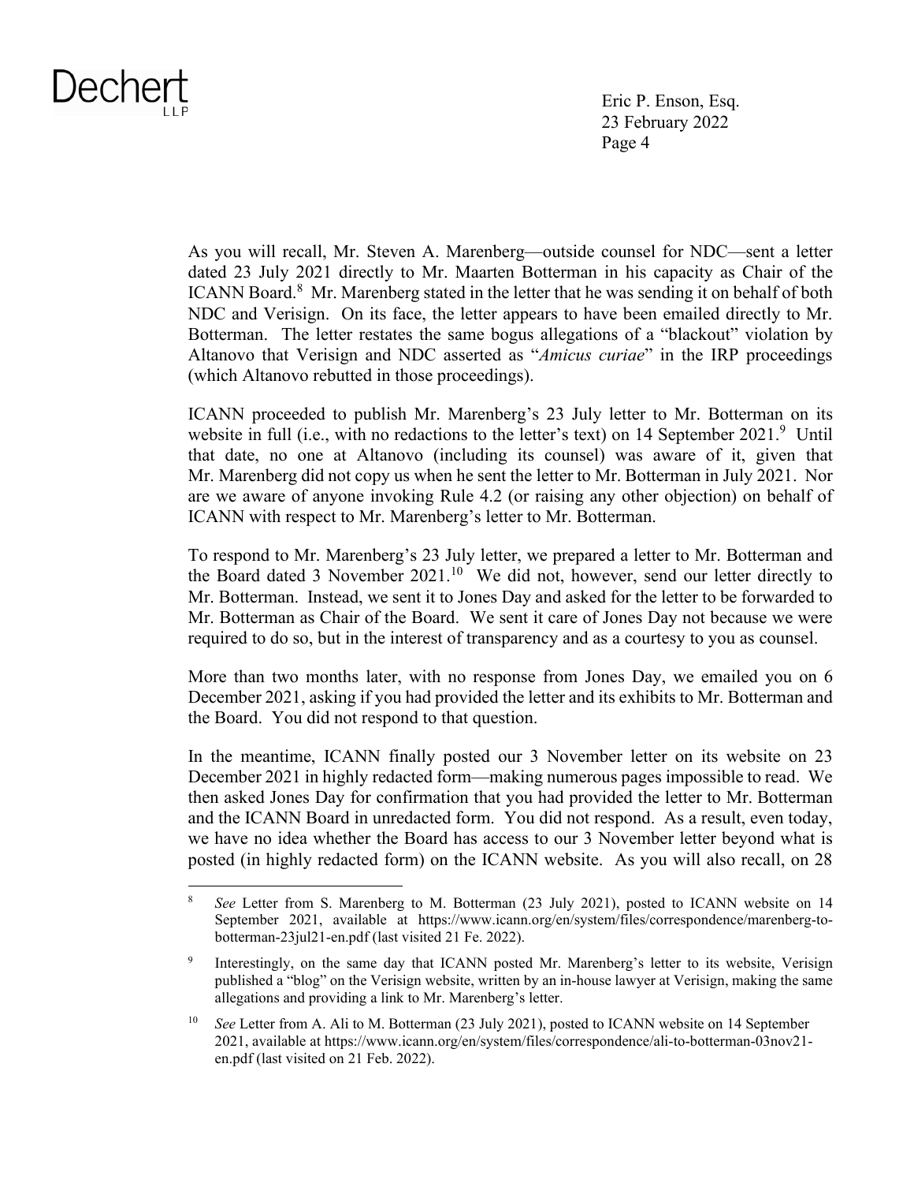As you will recall, Mr. Steven A. Marenberg—outside counsel for NDC—sent a letter dated 23 July 2021 directly to Mr. Maarten Botterman in his capacity as Chair of the ICANN Board.[8] Mr. Marenberg stated in the letter that he was sending it on behalf of both NDC and Verisign. On its face, the letter appears to have been emailed directly to Mr. Botterman. The letter restates the same bogus allegations of a "blackout" violation by Altanovo that Verisign and NDC asserted as "*Amicus curiae*" in the IRP proceedings (which Altanovo rebutted in those proceedings).

ICANN proceeded to publish Mr. Marenberg's 23 July letter to Mr. Botterman on its website in full (i.e., with no redactions to the letter's text) on 14 September 2021.[9] Until that date, no one at Altanovo (including its counsel) was aware of it, given that Mr. Marenberg did not copy us when he sent the letter to Mr. Botterman in July 2021. Nor are we aware of anyone invoking Rule 4.2 (or raising any other objection) on behalf of ICANN with respect to Mr. Marenberg's letter to Mr. Botterman.

To respond to Mr. Marenberg's 23 July letter, we prepared a letter to Mr. Botterman and the Board dated 3 November 2021.[10] We did not, however, send our letter directly to Mr. Botterman. Instead, we sent it to Jones Day and asked for the letter to be forwarded to Mr. Botterman as Chair of the Board. We sent it care of Jones Day not because we were required to do so, but in the interest of transparency and as a courtesy to you as counsel.

More than two months later, with no response from Jones Day, we emailed you on 6 December 2021, asking if you had provided the letter and its exhibits to Mr. Botterman and the Board. You did not respond to that question.

In the meantime, ICANN finally posted our 3 November letter on its website on 23 December 2021 in highly redacted form—making numerous pages impossible to read. We then asked Jones Day for confirmation that you had provided the letter to Mr. Botterman and the ICANN Board in unredacted form. You did not respond. As a result, even today, we have no idea whether the Board has access to our 3 November letter beyond what is posted (in highly redacted form) on the ICANN website. As you will also recall, on 28

---

[8] *See* Letter from S. Marenberg to M. Botterman (23 July 2021), posted to ICANN website on 14 September 2021, available at https://www.icann.org/en/system/files/correspondence/marenberg-to-botterman-23jul21-en.pdf (last visited 21 Fe. 2022).

[9] Interestingly, on the same day that ICANN posted Mr. Marenberg's letter to its website, Verisign published a "blog" on the Verisign website, written by an in-house lawyer at Verisign, making the same allegations and providing a link to Mr. Marenberg's letter.

[10] *See* Letter from A. Ali to M. Botterman (23 July 2021), posted to ICANN website on 14 September 2021, available at https://www.icann.org/en/system/files/correspondence/ali-to-botterman-03nov21-en.pdf (last visited on 21 Feb. 2022).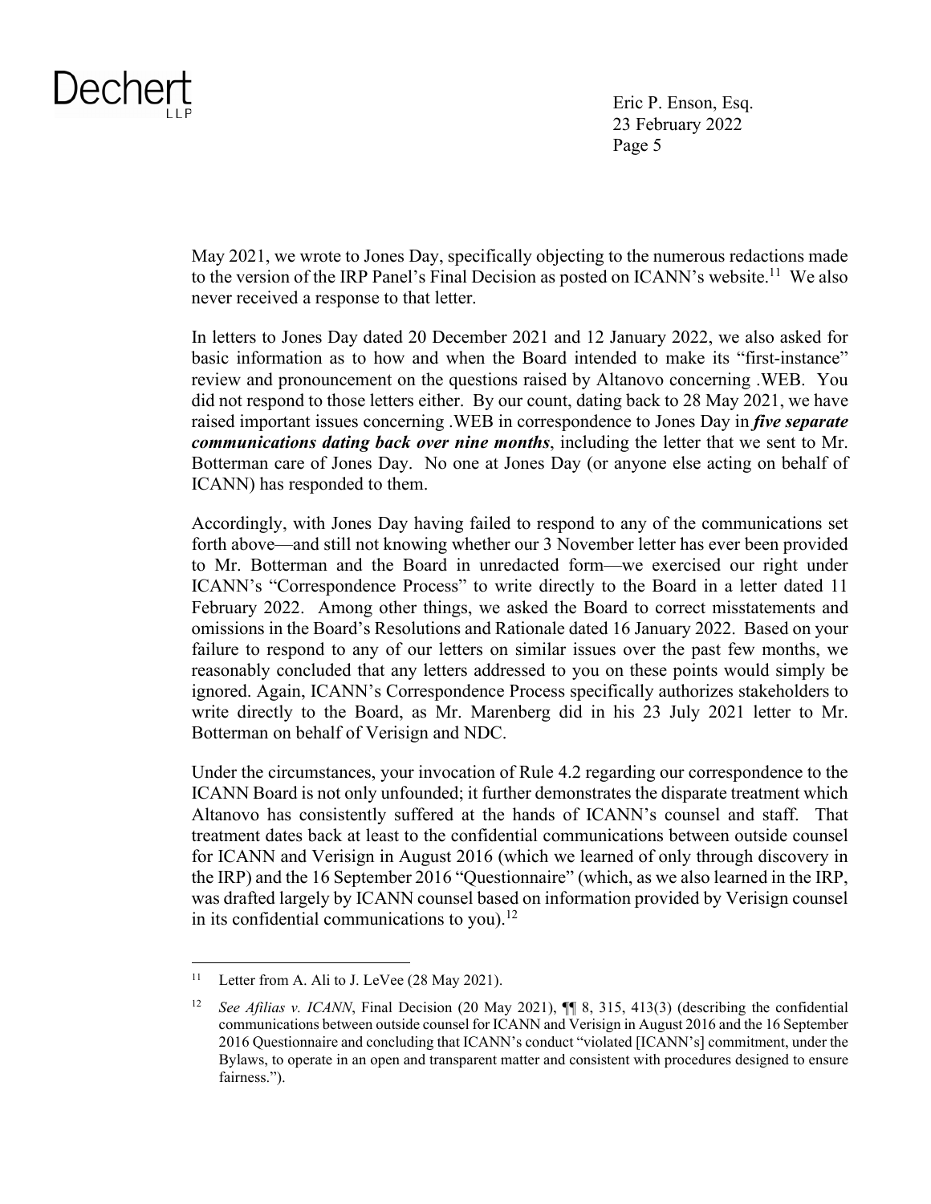May 2021, we wrote to Jones Day, specifically objecting to the numerous redactions made to the version of the IRP Panel's Final Decision as posted on ICANN's website.[11] We also never received a response to that letter.

In letters to Jones Day dated 20 December 2021 and 12 January 2022, we also asked for basic information as to how and when the Board intended to make its "first-instance" review and pronouncement on the questions raised by Altanovo concerning .WEB. You did not respond to those letters either. By our count, dating back to 28 May 2021, we have raised important issues concerning .WEB in correspondence to Jones Day in ***five separate communications dating back over nine months***, including the letter that we sent to Mr. Botterman care of Jones Day. No one at Jones Day (or anyone else acting on behalf of ICANN) has responded to them.

Accordingly, with Jones Day having failed to respond to any of the communications set forth above—and still not knowing whether our 3 November letter has ever been provided to Mr. Botterman and the Board in unredacted form—we exercised our right under ICANN's "Correspondence Process" to write directly to the Board in a letter dated 11 February 2022. Among other things, we asked the Board to correct misstatements and omissions in the Board's Resolutions and Rationale dated 16 January 2022. Based on your failure to respond to any of our letters on similar issues over the past few months, we reasonably concluded that any letters addressed to you on these points would simply be ignored. Again, ICANN's Correspondence Process specifically authorizes stakeholders to write directly to the Board, as Mr. Marenberg did in his 23 July 2021 letter to Mr. Botterman on behalf of Verisign and NDC.

Under the circumstances, your invocation of Rule 4.2 regarding our correspondence to the ICANN Board is not only unfounded; it further demonstrates the disparate treatment which Altanovo has consistently suffered at the hands of ICANN's counsel and staff. That treatment dates back at least to the confidential communications between outside counsel for ICANN and Verisign in August 2016 (which we learned of only through discovery in the IRP) and the 16 September 2016 "Questionnaire" (which, as we also learned in the IRP, was drafted largely by ICANN counsel based on information provided by Verisign counsel in its confidential communications to you).[12]

---

[11] Letter from A. Ali to J. LeVee (28 May 2021).

[12] *See Afilias v. ICANN*, Final Decision (20 May 2021), ¶¶ 8, 315, 413(3) (describing the confidential communications between outside counsel for ICANN and Verisign in August 2016 and the 16 September 2016 Questionnaire and concluding that ICANN's conduct "violated [ICANN's] commitment, under the Bylaws, to operate in an open and transparent matter and consistent with procedures designed to ensure fairness.").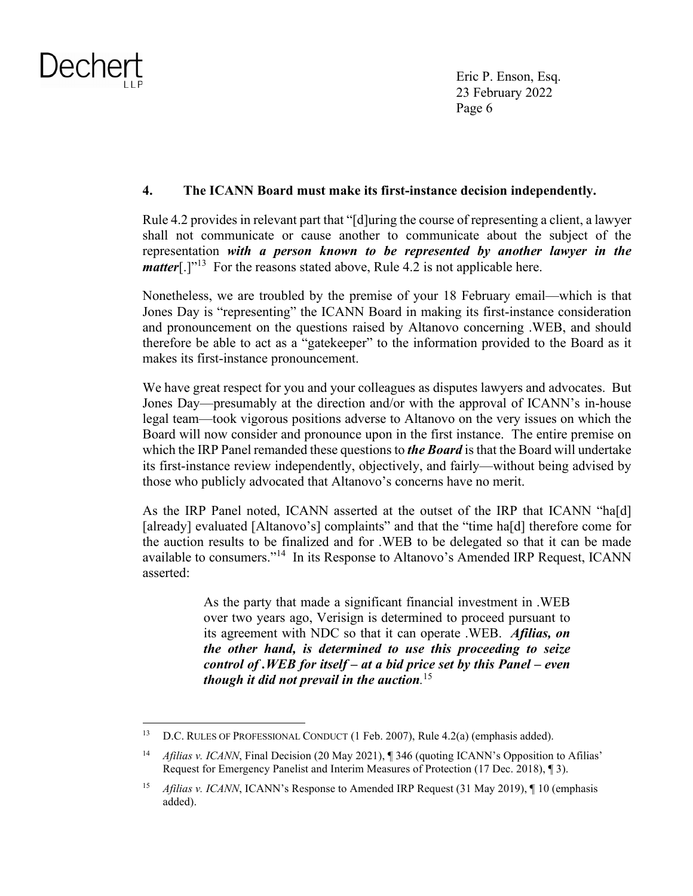## 4. The ICANN Board must make its first-instance decision independently.

Rule 4.2 provides in relevant part that "[d]uring the course of representing a client, a lawyer shall not communicate or cause another to communicate about the subject of the representation ***with a person known to be represented by another lawyer in the matter***[.]"[13] For the reasons stated above, Rule 4.2 is not applicable here.

Nonetheless, we are troubled by the premise of your 18 February email—which is that Jones Day is "representing" the ICANN Board in making its first-instance consideration and pronouncement on the questions raised by Altanovo concerning .WEB, and should therefore be able to act as a "gatekeeper" to the information provided to the Board as it makes its first-instance pronouncement.

We have great respect for you and your colleagues as disputes lawyers and advocates. But Jones Day—presumably at the direction and/or with the approval of ICANN's in-house legal team—took vigorous positions adverse to Altanovo on the very issues on which the Board will now consider and pronounce upon in the first instance. The entire premise on which the IRP Panel remanded these questions to ***the Board*** is that the Board will undertake its first-instance review independently, objectively, and fairly—without being advised by those who publicly advocated that Altanovo's concerns have no merit.

As the IRP Panel noted, ICANN asserted at the outset of the IRP that ICANN "ha[d] [already] evaluated [Altanovo's] complaints" and that the "time ha[d] therefore come for the auction results to be finalized and for .WEB to be delegated so that it can be made available to consumers."[14] In its Response to Altanovo's Amended IRP Request, ICANN asserted:

> As the party that made a significant financial investment in .WEB over two years ago, Verisign is determined to proceed pursuant to its agreement with NDC so that it can operate .WEB. ***Afilias, on the other hand, is determined to use this proceeding to seize control of .WEB for itself – at a bid price set by this Panel – even though it did not prevail in the auction***.[15]

---

[13] D.C. RULES OF PROFESSIONAL CONDUCT (1 Feb. 2007), Rule 4.2(a) (emphasis added).

[14] *Afilias v. ICANN*, Final Decision (20 May 2021), ¶ 346 (quoting ICANN's Opposition to Afilias' Request for Emergency Panelist and Interim Measures of Protection (17 Dec. 2018), ¶ 3).

[15] *Afilias v. ICANN*, ICANN's Response to Amended IRP Request (31 May 2019), ¶ 10 (emphasis added).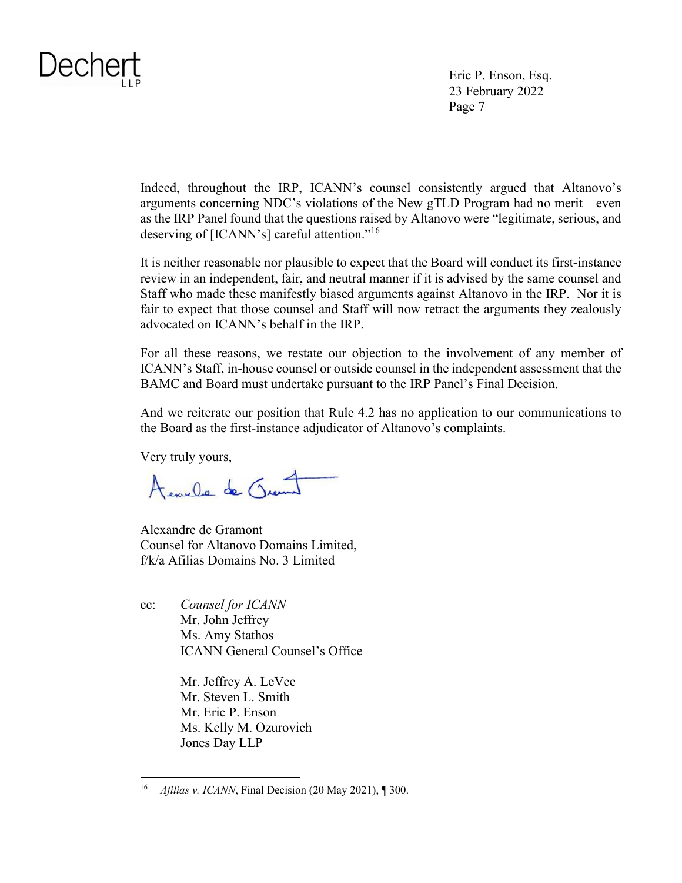Indeed, throughout the IRP, ICANN's counsel consistently argued that Altanovo's arguments concerning NDC's violations of the New gTLD Program had no merit—even as the IRP Panel found that the questions raised by Altanovo were "legitimate, serious, and deserving of [ICANN's] careful attention."[16]

It is neither reasonable nor plausible to expect that the Board will conduct its first-instance review in an independent, fair, and neutral manner if it is advised by the same counsel and Staff who made these manifestly biased arguments against Altanovo in the IRP. Nor it is fair to expect that those counsel and Staff will now retract the arguments they zealously advocated on ICANN's behalf in the IRP.

For all these reasons, we restate our objection to the involvement of any member of ICANN's Staff, in-house counsel or outside counsel in the independent assessment that the BAMC and Board must undertake pursuant to the IRP Panel's Final Decision.

And we reiterate our position that Rule 4.2 has no application to our communications to the Board as the first-instance adjudicator of Altanovo's complaints.

Very truly yours,

Alexandre de Gramont
Counsel for Altanovo Domains Limited,
f/k/a Afilias Domains No. 3 Limited

cc: *Counsel for ICANN*
Mr. John Jeffrey
Ms. Amy Stathos
ICANN General Counsel's Office

Mr. Jeffrey A. LeVee
Mr. Steven L. Smith
Mr. Eric P. Enson
Ms. Kelly M. Ozurovich
Jones Day LLP

---

[16] *Afilias v. ICANN*, Final Decision (20 May 2021), ¶ 300.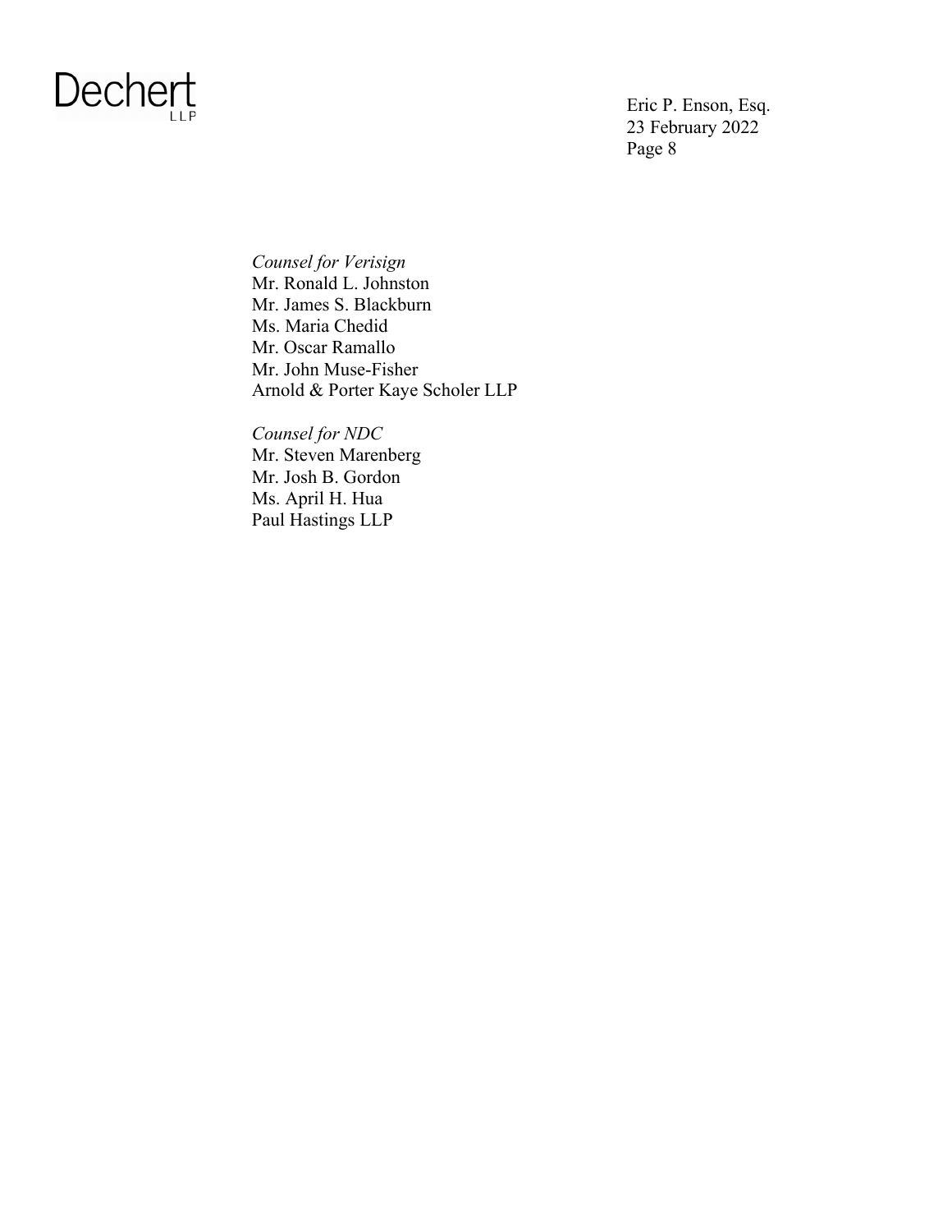*Counsel for Verisign*
Mr. Ronald L. Johnston
Mr. James S. Blackburn
Ms. Maria Chedid
Mr. Oscar Ramallo
Mr. John Muse-Fisher
Arnold & Porter Kaye Scholer LLP

*Counsel for NDC*
Mr. Steven Marenberg
Mr. Josh B. Gordon
Ms. April H. Hua
Paul Hastings LLP